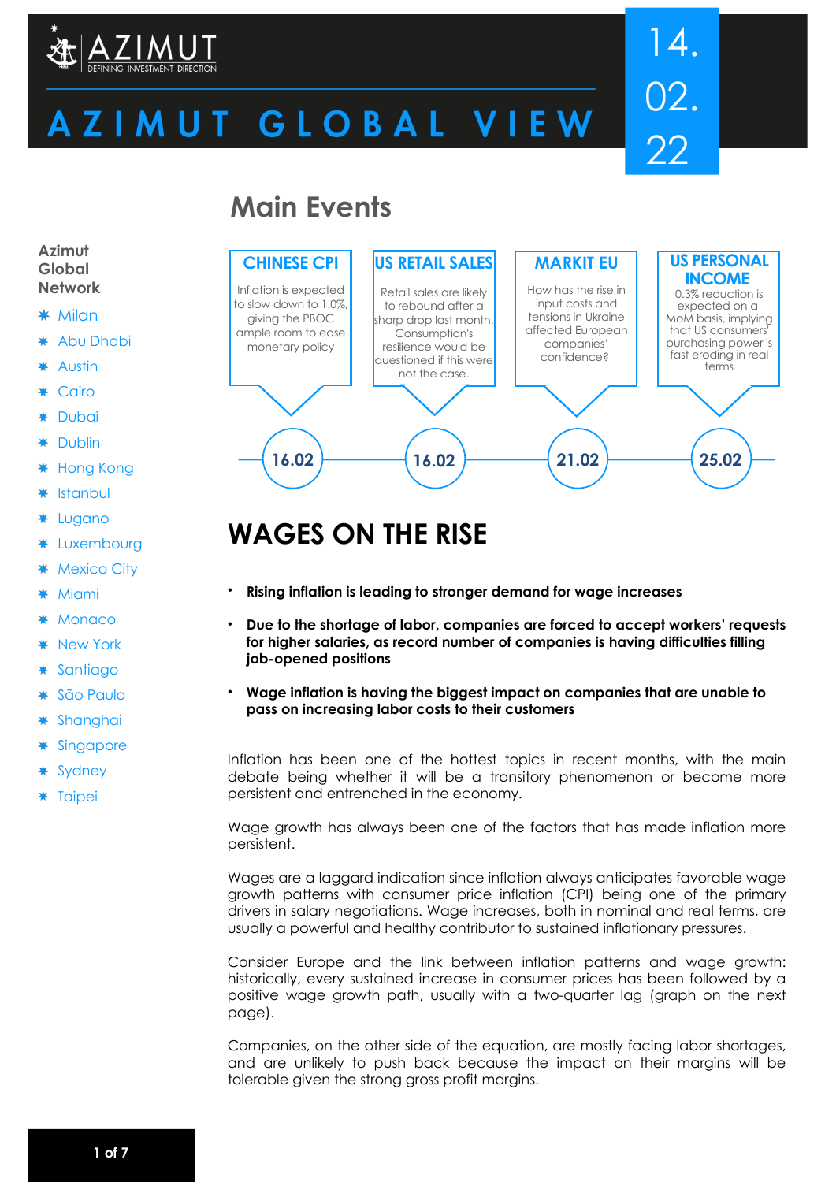# AZIMUT GLOBAL VIEW

14.02.22

## Main Events

**Azimut Global Network**

- Milan
- Abu Dhabi
- Austin
- Cairo
- Dubai
- Dublin
- Hong Kong
- Istanbul
- Lugano
- Luxembourg
- Mexico City
- Miami
- Monaco
- New York
- Santiago
- São Paulo
- Shanghai
- Singapore
- Sydney
- Taipei

**CHINESE CPI** (16.02)
Inflation is expected to slow down to 1.0%, giving the PBOC ample room to ease monetary policy

**US RETAIL SALES** (16.02)
Retail sales are likely to rebound after a sharp drop last month. Consumption's resilience would be questioned if this were not the case.

**MARKIT EU** (21.02)
How has the rise in input costs and tensions in Ukraine affected European companies' confidence?

**US PERSONAL INCOME** (25.02)
0.3% reduction is expected on a MoM basis, implying that US consumers' purchasing power is fast eroding in real terms

# WAGES ON THE RISE

- **Rising inflation is leading to stronger demand for wage increases**
- **Due to the shortage of labor, companies are forced to accept workers' requests for higher salaries, as record number of companies is having difficulties filling job-opened positions**
- **Wage inflation is having the biggest impact on companies that are unable to pass on increasing labor costs to their customers**

Inflation has been one of the hottest topics in recent months, with the main debate being whether it will be a transitory phenomenon or become more persistent and entrenched in the economy.

Wage growth has always been one of the factors that has made inflation more persistent.

Wages are a laggard indication since inflation always anticipates favorable wage growth patterns with consumer price inflation (CPI) being one of the primary drivers in salary negotiations. Wage increases, both in nominal and real terms, are usually a powerful and healthy contributor to sustained inflationary pressures.

Consider Europe and the link between inflation patterns and wage growth: historically, every sustained increase in consumer prices has been followed by a positive wage growth path, usually with a two-quarter lag (graph on the next page).

Companies, on the other side of the equation, are mostly facing labor shortages, and are unlikely to push back because the impact on their margins will be tolerable given the strong gross profit margins.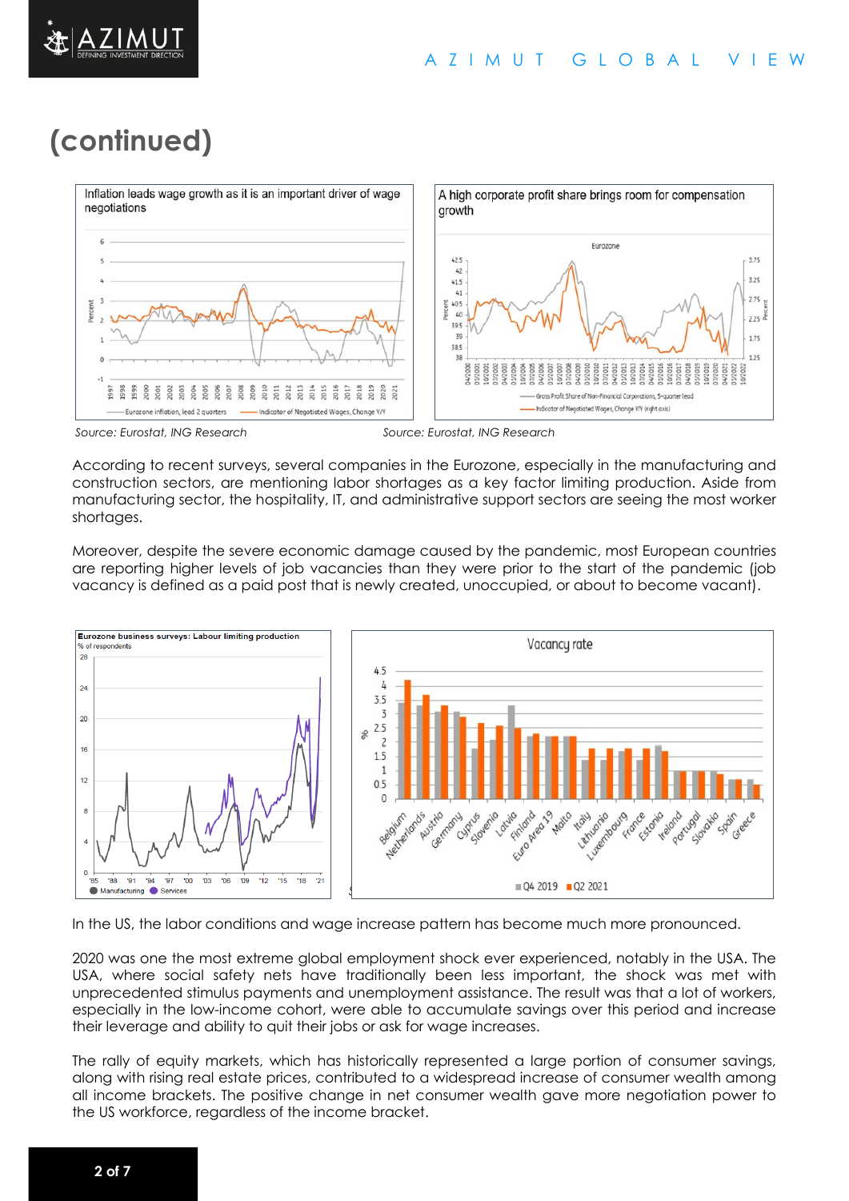# (continued)

Inflation leads wage growth as it is an important driver of wage negotiations

*Source: Eurostat, ING Research*

A high corporate profit share brings room for compensation growth

*Source: Eurostat, ING Research*

According to recent surveys, several companies in the Eurozone, especially in the manufacturing and construction sectors, are mentioning labor shortages as a key factor limiting production. Aside from manufacturing sector, the hospitality, IT, and administrative support sectors are seeing the most worker shortages.

Moreover, despite the severe economic damage caused by the pandemic, most European countries are reporting higher levels of job vacancies than they were prior to the start of the pandemic (job vacancy is defined as a paid post that is newly created, unoccupied, or about to become vacant).

Eurozone business surveys: Labour limiting production

Vacancy rate

In the US, the labor conditions and wage increase pattern has become much more pronounced.

2020 was one the most extreme global employment shock ever experienced, notably in the USA. The USA, where social safety nets have traditionally been less important, the shock was met with unprecedented stimulus payments and unemployment assistance. The result was that a lot of workers, especially in the low-income cohort, were able to accumulate savings over this period and increase their leverage and ability to quit their jobs or ask for wage increases.

The rally of equity markets, which has historically represented a large portion of consumer savings, along with rising real estate prices, contributed to a widespread increase of consumer wealth among all income brackets. The positive change in net consumer wealth gave more negotiation power to the US workforce, regardless of the income bracket.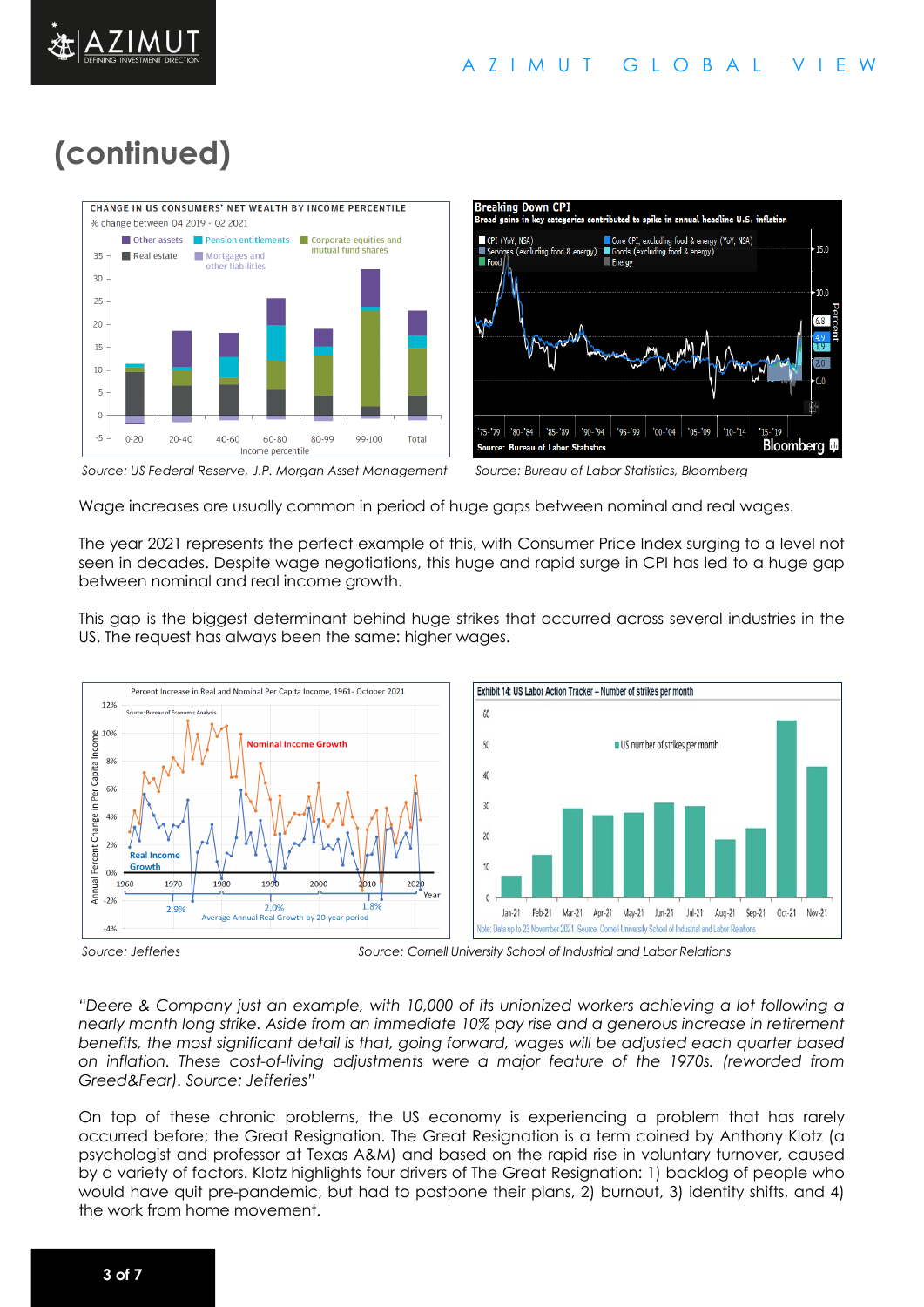# (continued)

*Source: US Federal Reserve, J.P. Morgan Asset Management*

*Source: Bureau of Labor Statistics, Bloomberg*

Wage increases are usually common in period of huge gaps between nominal and real wages.

The year 2021 represents the perfect example of this, with Consumer Price Index surging to a level not seen in decades. Despite wage negotiations, this huge and rapid surge in CPI has led to a huge gap between nominal and real income growth.

This gap is the biggest determinant behind huge strikes that occurred across several industries in the US. The request has always been the same: higher wages.

*Source: Jefferies*

*Source: Cornell University School of Industrial and Labor Relations*

*"Deere & Company just an example, with 10,000 of its unionized workers achieving a lot following a nearly month long strike. Aside from an immediate 10% pay rise and a generous increase in retirement benefits, the most significant detail is that, going forward, wages will be adjusted each quarter based on inflation. These cost-of-living adjustments were a major feature of the 1970s. (reworded from Greed&Fear). Source: Jefferies"*

On top of these chronic problems, the US economy is experiencing a problem that has rarely occurred before; the Great Resignation. The Great Resignation is a term coined by Anthony Klotz (a psychologist and professor at Texas A&M) and based on the rapid rise in voluntary turnover, caused by a variety of factors. Klotz highlights four drivers of The Great Resignation: 1) backlog of people who would have quit pre-pandemic, but had to postpone their plans, 2) burnout, 3) identity shifts, and 4) the work from home movement.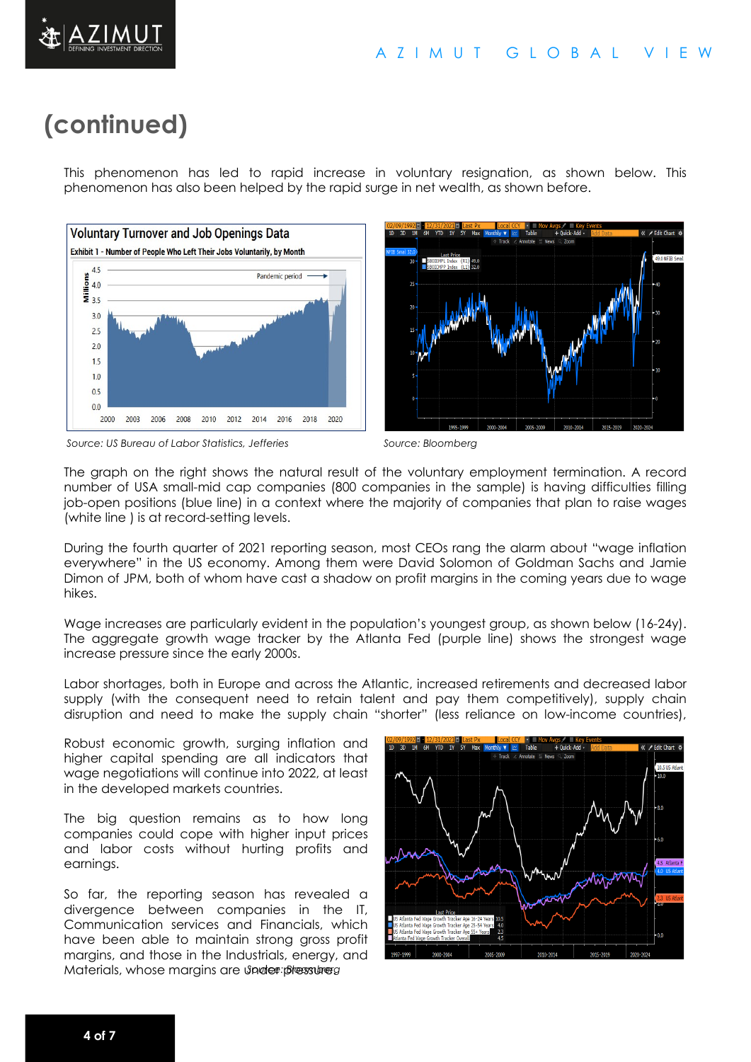# (continued)

This phenomenon has led to rapid increase in voluntary resignation, as shown below. This phenomenon has also been helped by the rapid surge in net wealth, as shown before.

*Source: US Bureau of Labor Statistics, Jefferies*

*Source: Bloomberg*

The graph on the right shows the natural result of the voluntary employment termination. A record number of USA small-mid cap companies (800 companies in the sample) is having difficulties filling job-open positions (blue line) in a context where the majority of companies that plan to raise wages (white line ) is at record-setting levels.

During the fourth quarter of 2021 reporting season, most CEOs rang the alarm about "wage inflation everywhere" in the US economy. Among them were David Solomon of Goldman Sachs and Jamie Dimon of JPM, both of whom have cast a shadow on profit margins in the coming years due to wage hikes.

Wage increases are particularly evident in the population's youngest group, as shown below (16-24y). The aggregate growth wage tracker by the Atlanta Fed (purple line) shows the strongest wage increase pressure since the early 2000s.

Labor shortages, both in Europe and across the Atlantic, increased retirements and decreased labor supply (with the consequent need to retain talent and pay them competitively), supply chain disruption and need to make the supply chain "shorter" (less reliance on low-income countries),

Robust economic growth, surging inflation and higher capital spending are all indicators that wage negotiations will continue into 2022, at least in the developed markets countries.

The big question remains as to how long companies could cope with higher input prices and labor costs without hurting profits and earnings.

So far, the reporting season has revealed a divergence between companies in the IT, Communication services and Financials, which have been able to maintain strong gross profit margins, and those in the Industrials, energy, and Materials, whose margins are under pressure.

*Source: Bloomberg*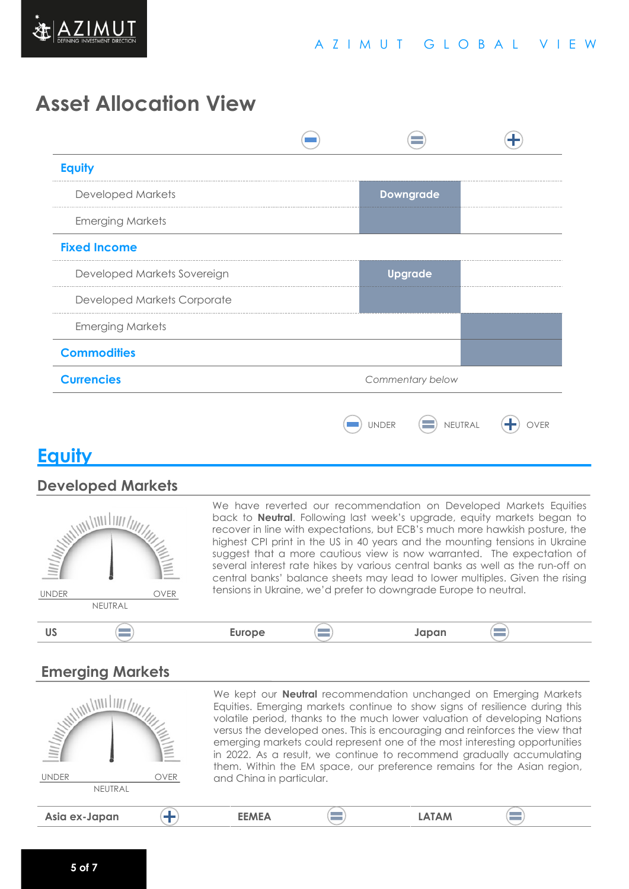# Asset Allocation View

| | UNDER (−) | NEUTRAL (=) | OVER (+) |
|---|---|---|---|
| **Equity** | | | |
| Developed Markets | | Downgrade | |
| Emerging Markets | | ■ | |
| **Fixed Income** | | | |
| Developed Markets Sovereign | | Upgrade | |
| Developed Markets Corporate | | ■ | |
| Emerging Markets | | | ■ |
| **Commodities** | | | ■ |
| **Currencies** | | *Commentary below* | |

UNDER NEUTRAL OVER

# Equity

## Developed Markets

UNDER OVER
NEUTRAL

We have reverted our recommendation on Developed Markets Equities back to **Neutral**. Following last week's upgrade, equity markets began to recover in line with expectations, but ECB's much more hawkish posture, the highest CPI print in the US in 40 years and the mounting tensions in Ukraine suggest that a more cautious view is now warranted. The expectation of several interest rate hikes by various central banks as well as the run-off on central banks' balance sheets may lead to lower multiples. Given the rising tensions in Ukraine, we'd prefer to downgrade Europe to neutral.

| US | Europe | Japan |
|---|---|---|
| Neutral | Neutral | Neutral |

## Emerging Markets

UNDER OVER
NEUTRAL

We kept our **Neutral** recommendation unchanged on Emerging Markets Equities. Emerging markets continue to show signs of resilience during this volatile period, thanks to the much lower valuation of developing Nations versus the developed ones. This is encouraging and reinforces the view that emerging markets could represent one of the most interesting opportunities in 2022. As a result, we continue to recommend gradually accumulating them. Within the EM space, our preference remains for the Asian region, and China in particular.

| Asia ex-Japan | EEMEA | LATAM |
|---|---|---|
| Over | Neutral | Neutral |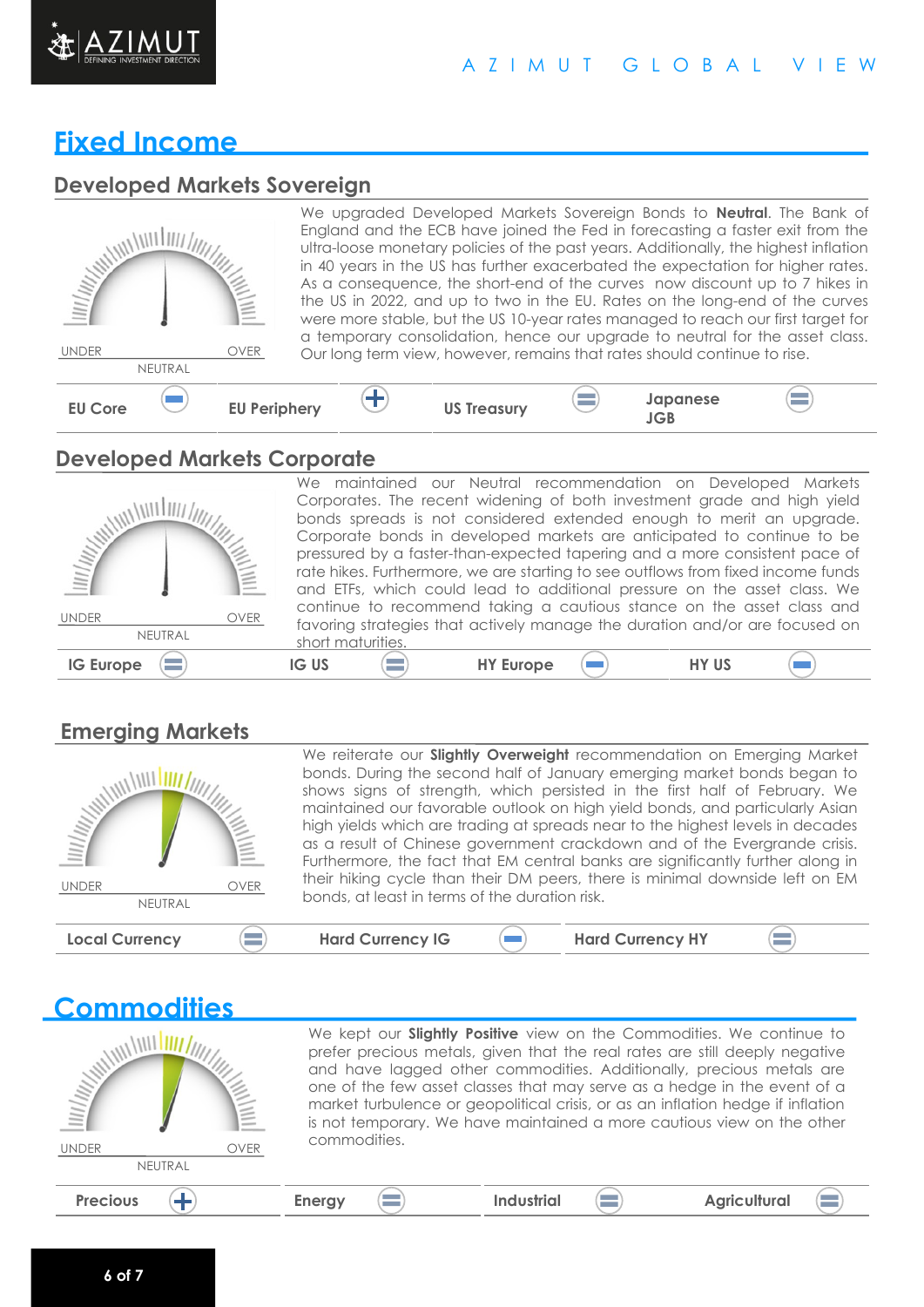# Fixed Income

## Developed Markets Sovereign

UNDER OVER
NEUTRAL

We upgraded Developed Markets Sovereign Bonds to **Neutral**. The Bank of England and the ECB have joined the Fed in forecasting a faster exit from the ultra-loose monetary policies of the past years. Additionally, the highest inflation in 40 years in the US has further exacerbated the expectation for higher rates. As a consequence, the short-end of the curves now discount up to 7 hikes in the US in 2022, and up to two in the EU. Rates on the long-end of the curves were more stable, but the US 10-year rates managed to reach our first target for a temporary consolidation, hence our upgrade to neutral for the asset class. Our long term view, however, remains that rates should continue to rise.

| EU Core | – | EU Periphery | + | US Treasury | = | Japanese JGB | = |
|---|---|---|---|---|---|---|---|

## Developed Markets Corporate

UNDER OVER
NEUTRAL

We maintained our Neutral recommendation on Developed Markets Corporates. The recent widening of both investment grade and high yield bonds spreads is not considered extended enough to merit an upgrade. Corporate bonds in developed markets are anticipated to continue to be pressured by a faster-than-expected tapering and a more consistent pace of rate hikes. Furthermore, we are starting to see outflows from fixed income funds and ETFs, which could lead to additional pressure on the asset class. We continue to recommend taking a cautious stance on the asset class and favoring strategies that actively manage the duration and/or are focused on short maturities.

| IG Europe | = | IG US | = | HY Europe | – | HY US | – |
|---|---|---|---|---|---|---|---|

## Emerging Markets

UNDER OVER
NEUTRAL

We reiterate our **Slightly Overweight** recommendation on Emerging Market bonds. During the second half of January emerging market bonds began to shows signs of strength, which persisted in the first half of February. We maintained our favorable outlook on high yield bonds, and particularly Asian high yields which are trading at spreads near to the highest levels in decades as a result of Chinese government crackdown and of the Evergrande crisis. Furthermore, the fact that EM central banks are significantly further along in their hiking cycle than their DM peers, there is minimal downside left on EM bonds, at least in terms of the duration risk.

| Local Currency | = | Hard Currency IG | – | Hard Currency HY | = |
|---|---|---|---|---|---|

# Commodities

UNDER OVER
NEUTRAL

We kept our **Slightly Positive** view on the Commodities. We continue to prefer precious metals, given that the real rates are still deeply negative and have lagged other commodities. Additionally, precious metals are one of the few asset classes that may serve as a hedge in the event of a market turbulence or geopolitical crisis, or as an inflation hedge if inflation is not temporary. We have maintained a more cautious view on the other commodities.

| Precious | + | Energy | = | Industrial | = | Agricultural | = |
|---|---|---|---|---|---|---|---|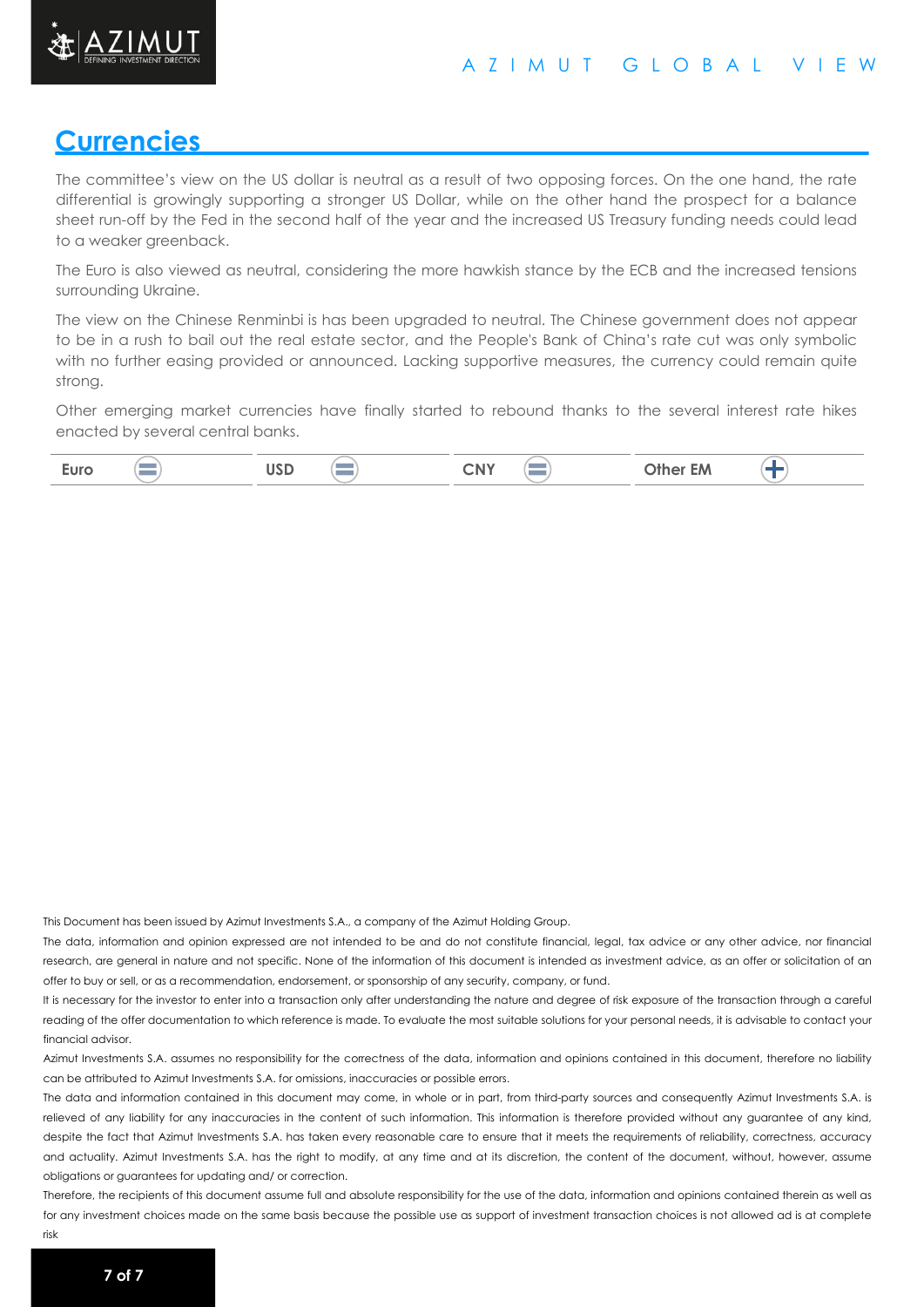## Currencies

The committee's view on the US dollar is neutral as a result of two opposing forces. On the one hand, the rate differential is growingly supporting a stronger US Dollar, while on the other hand the prospect for a balance sheet run-off by the Fed in the second half of the year and the increased US Treasury funding needs could lead to a weaker greenback.

The Euro is also viewed as neutral, considering the more hawkish stance by the ECB and the increased tensions surrounding Ukraine.

The view on the Chinese Renminbi is has been upgraded to neutral. The Chinese government does not appear to be in a rush to bail out the real estate sector, and the People's Bank of China's rate cut was only symbolic with no further easing provided or announced. Lacking supportive measures, the currency could remain quite strong.

Other emerging market currencies have finally started to rebound thanks to the several interest rate hikes enacted by several central banks.

| | | | | | | | |
|---|---|---|---|---|---|---|---|
| **Euro** | = | **USD** | = | **CNY** | = | **Other EM** | + |

This Document has been issued by Azimut Investments S.A., a company of the Azimut Holding Group.

The data, information and opinion expressed are not intended to be and do not constitute financial, legal, tax advice or any other advice, nor financial research, are general in nature and not specific. None of the information of this document is intended as investment advice, as an offer or solicitation of an offer to buy or sell, or as a recommendation, endorsement, or sponsorship of any security, company, or fund.

It is necessary for the investor to enter into a transaction only after understanding the nature and degree of risk exposure of the transaction through a careful reading of the offer documentation to which reference is made. To evaluate the most suitable solutions for your personal needs, it is advisable to contact your financial advisor.

Azimut Investments S.A. assumes no responsibility for the correctness of the data, information and opinions contained in this document, therefore no liability can be attributed to Azimut Investments S.A. for omissions, inaccuracies or possible errors.

The data and information contained in this document may come, in whole or in part, from third-party sources and consequently Azimut Investments S.A. is relieved of any liability for any inaccuracies in the content of such information. This information is therefore provided without any guarantee of any kind, despite the fact that Azimut Investments S.A. has taken every reasonable care to ensure that it meets the requirements of reliability, correctness, accuracy and actuality. Azimut Investments S.A. has the right to modify, at any time and at its discretion, the content of the document, without, however, assume obligations or guarantees for updating and/ or correction.

Therefore, the recipients of this document assume full and absolute responsibility for the use of the data, information and opinions contained therein as well as for any investment choices made on the same basis because the possible use as support of investment transaction choices is not allowed ad is at complete risk